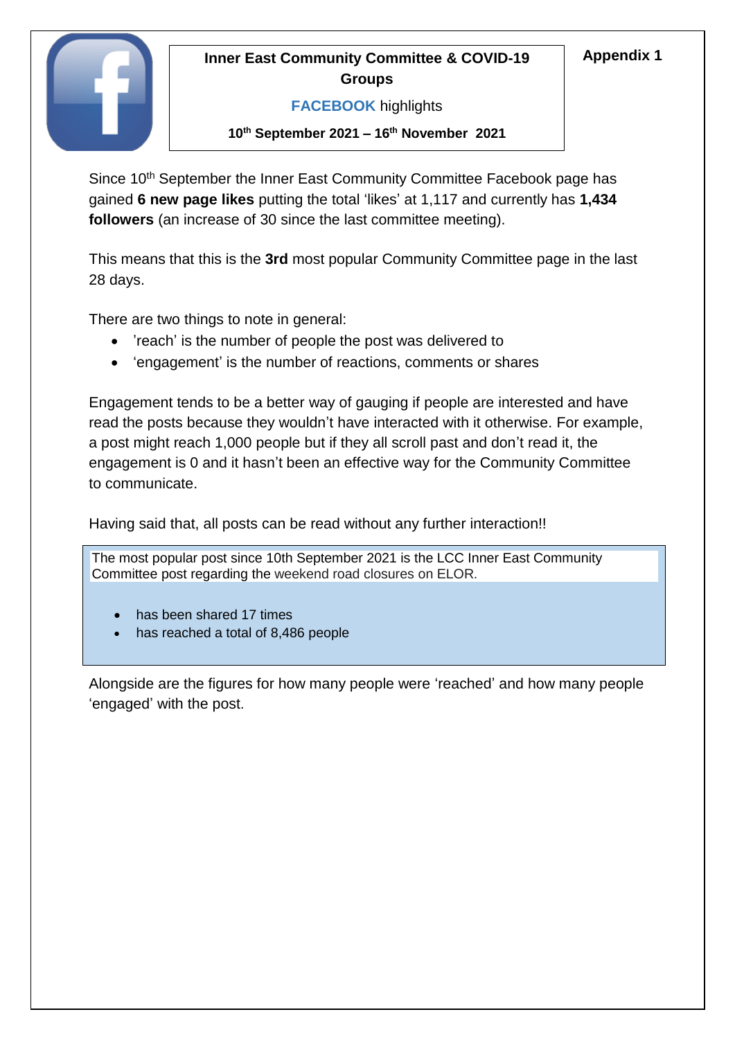**Appendix 1**

**Inner East Community Committee & COVID-19 Groups**

**FACEBOOK** highlights

**10th September 2021 – 16th November 2021**

Since 10th September the Inner East Community Committee Facebook page has gained **6 new page likes** putting the total 'likes' at 1,117 and currently has **1,434 followers** (an increase of 30 since the last committee meeting).

This means that this is the **3rd** most popular Community Committee page in the last 28 days.

There are two things to note in general:

- 'reach' is the number of people the post was delivered to
- 'engagement' is the number of reactions, comments or shares

Engagement tends to be a better way of gauging if people are interested and have read the posts because they wouldn't have interacted with it otherwise. For example, a post might reach 1,000 people but if they all scroll past and don't read it, the engagement is 0 and it hasn't been an effective way for the Community Committee to communicate.

Having said that, all posts can be read without any further interaction!!

The most popular post since 10th September 2021 is the LCC Inner East Community Committee post regarding the weekend road closures on ELOR.

- has been shared 17 times
- has reached a total of 8,486 people

Alongside are the figures for how many people were 'reached' and how many people 'engaged' with the post.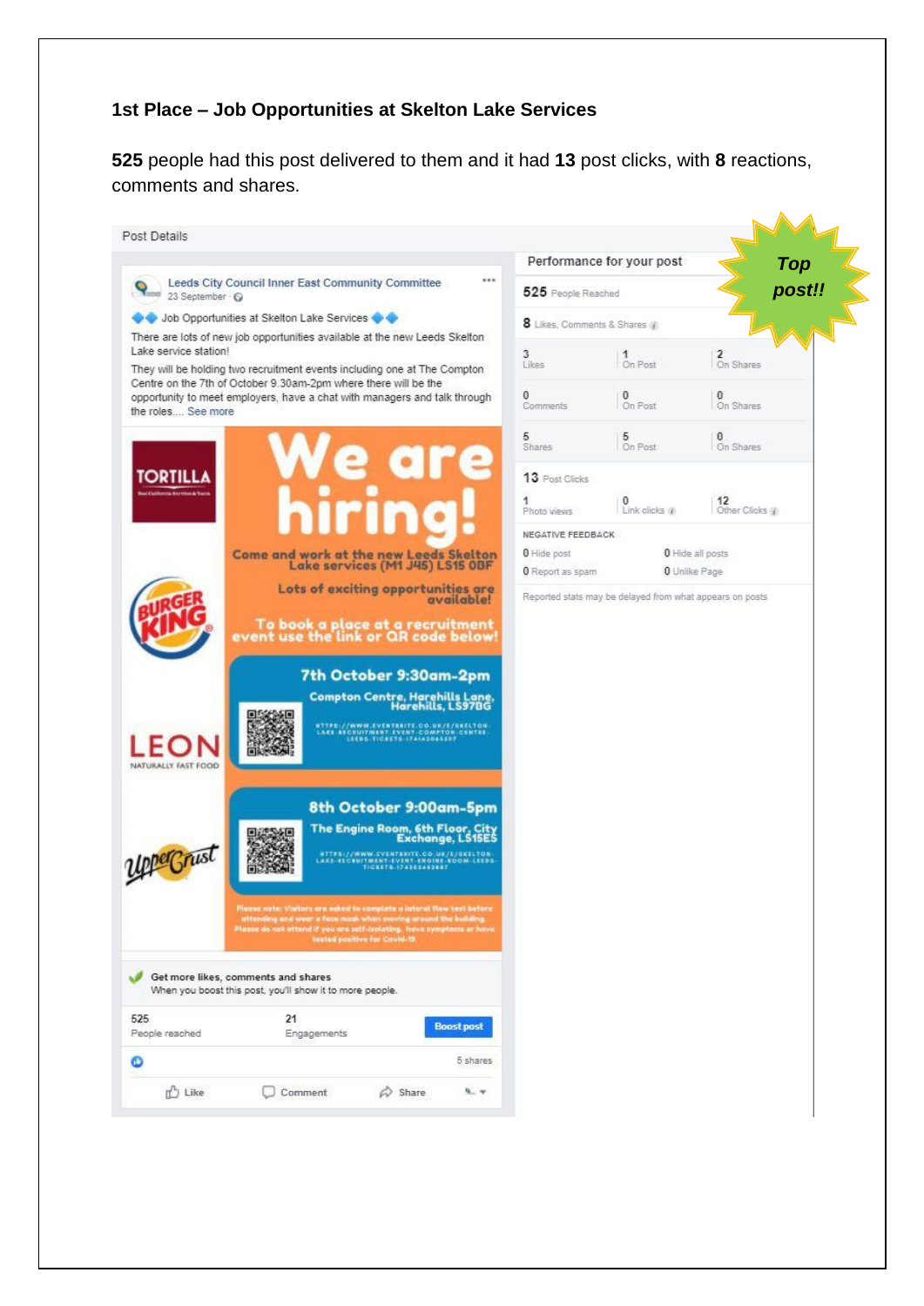**1st Place – Job Opportunities at Skelton Lake Services**

**525** people had this post delivered to them and it had **13** post clicks, with **8** reactions, comments and shares.

Post Details

Leeds City Council Inner East Community Committee
23 September

Job Opportunities at Skelton Lake Services

There are lots of new job opportunities available at the new Leeds Skelton Lake service station!

They will be holding two recruitment events including one at The Compton Centre on the 7th of October 9.30am-2pm where there will be the opportunity to meet employers, have a chat with managers and talk through the roles.... See more

We are hiring!

Come and work at the new Leeds Skelton Lake services (M1 J45) LS15 0BF

Lots of exciting opportunities are available!

To book a place at a recruitment event use the link or QR code below!

7th October 9:30am-2pm
Compton Centre, Harehills Lane, Harehills, LS97BG

8th October 9:00am-5pm
The Engine Room, 6th Floor, City Exchange, LS15ES

Get more likes, comments and shares
When you boost this post, you'll show it to more people.

525 People reached | 21 Engagements | Boost post

6 shares

Like | Comment | Share

Top post!!

Performance for your post

**525** People Reached

**8** Likes, Comments & Shares

| | | |
|---|---|---|
| 3 Likes | 1 On Post | 2 On Shares |
| 0 Comments | 0 On Post | 0 On Shares |
| 5 Shares | 5 On Post | 0 On Shares |

**13** Post Clicks

| | | |
|---|---|---|
| 1 Photo views | 0 Link clicks | 12 Other Clicks |

NEGATIVE FEEDBACK

| | |
|---|---|
| 0 Hide post | 0 Hide all posts |
| 0 Report as spam | 0 Unlike Page |

Reported stats may be delayed from what appears on posts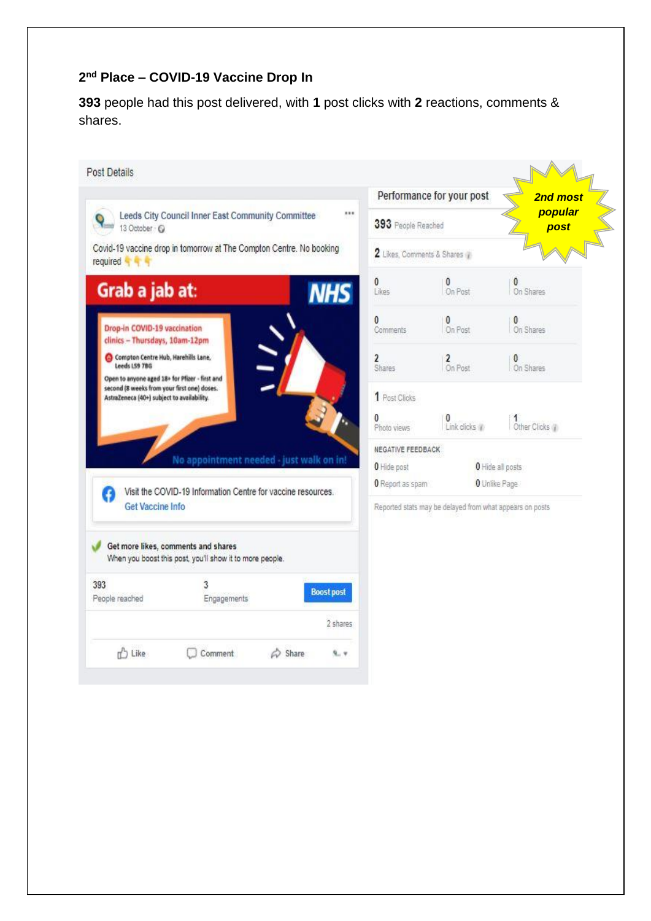## 2nd Place – COVID-19 Vaccine Drop In

**393** people had this post delivered, with **1** post clicks with **2** reactions, comments & shares.

Post Details

Leeds City Council Inner East Community Committee
13 October

Covid-19 vaccine drop in tomorrow at The Compton Centre. No booking required 👇👇👇

Grab a jab at: NHS

Drop-in COVID-19 vaccination clinics – Thursdays, 10am-12pm

Compton Centre Hub, Harehills Lane, Leeds LS9 7BG

Open to anyone aged 18+ for Pfizer - first and second (8 weeks from your first one) doses. AstraZeneca (40+) subject to availability.

No appointment needed - just walk on in!

Visit the COVID-19 Information Centre for vaccine resources.
Get Vaccine Info

Get more likes, comments and shares
When you boost this post, you'll show it to more people.

393 People reached | 3 Engagements | Boost post

2 shares

Like | Comment | Share

*2nd most popular post*

Performance for your post

**393** People Reached

**2** Likes, Comments & Shares

| | | |
|---|---|---|
| 0 Likes | 0 On Post | 0 On Shares |
| 0 Comments | 0 On Post | 0 On Shares |
| 2 Shares | 2 On Post | 0 On Shares |

**1** Post Clicks

| | | |
|---|---|---|
| 0 Photo views | 0 Link clicks | 1 Other Clicks |

NEGATIVE FEEDBACK

| | |
|---|---|
| 0 Hide post | 0 Hide all posts |
| 0 Report as spam | 0 Unlike Page |

Reported stats may be delayed from what appears on posts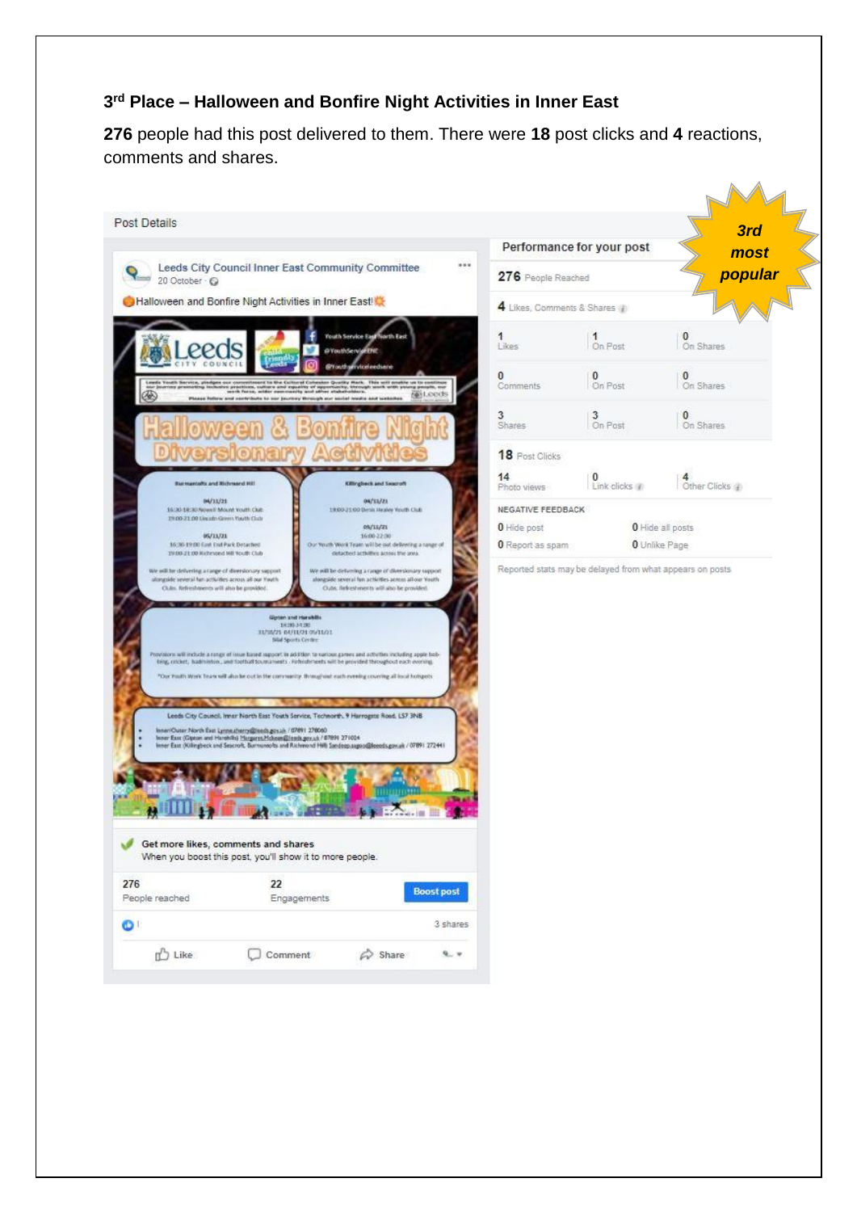### 3rd Place – Halloween and Bonfire Night Activities in Inner East

**276** people had this post delivered to them. There were **18** post clicks and **4** reactions, comments and shares.

Post Details

Leeds City Council Inner East Community Committee
20 October

Halloween and Bonfire Night Activities in Inner East!

Get more likes, comments and shares
When you boost this post, you'll show it to more people.

276 People reached | 22 Engagements | Boost post

3 shares

Like | Comment | Share

***3rd most popular***

**Performance for your post**

**276** People Reached

**4** Likes, Comments & Shares

| | | |
|---|---|---|
| 1 Likes | 1 On Post | 0 On Shares |
| 0 Comments | 0 On Post | 0 On Shares |
| 3 Shares | 3 On Post | 0 On Shares |

**18** Post Clicks

| | | |
|---|---|---|
| 14 Photo views | 0 Link clicks | 4 Other Clicks |

NEGATIVE FEEDBACK

| | |
|---|---|
| **0** Hide post | **0** Hide all posts |
| **0** Report as spam | **0** Unlike Page |

Reported stats may be delayed from what appears on posts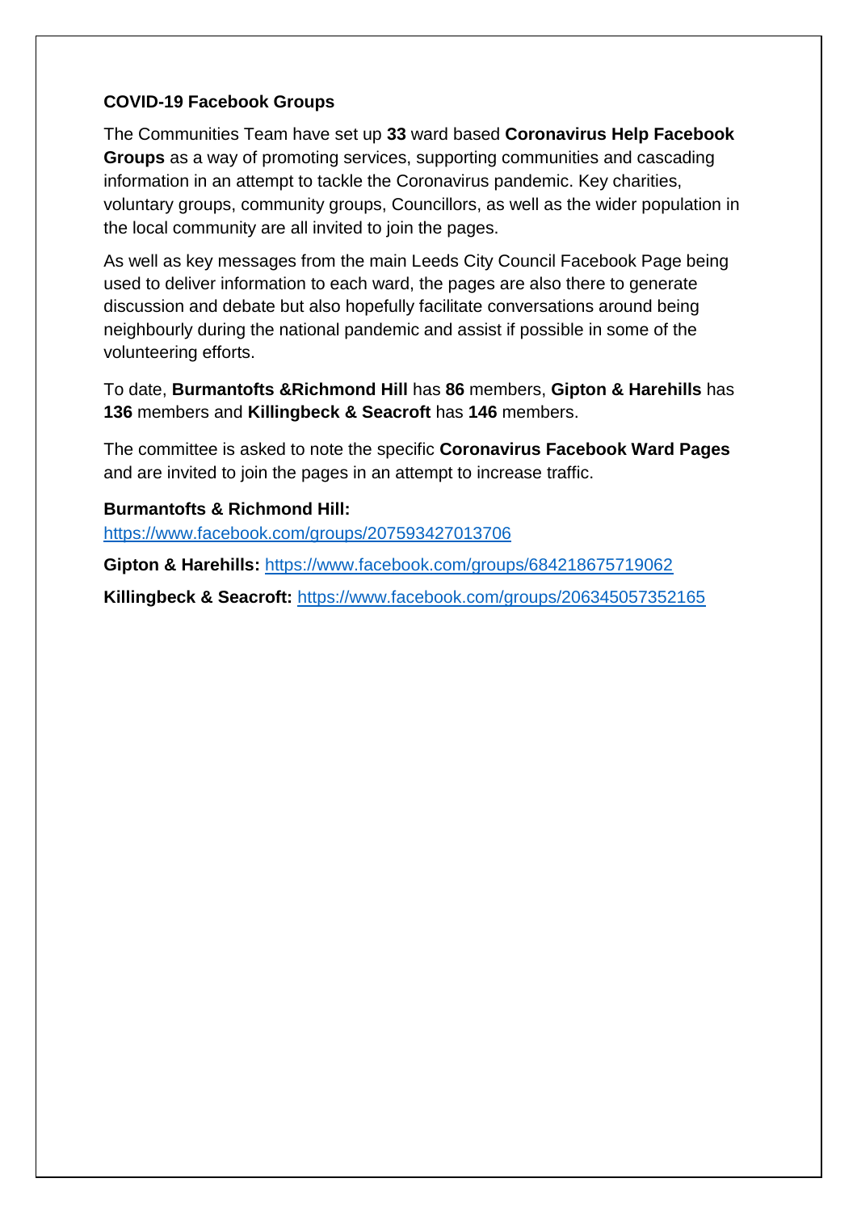**COVID-19 Facebook Groups**

The Communities Team have set up **33** ward based **Coronavirus Help Facebook Groups** as a way of promoting services, supporting communities and cascading information in an attempt to tackle the Coronavirus pandemic. Key charities, voluntary groups, community groups, Councillors, as well as the wider population in the local community are all invited to join the pages.

As well as key messages from the main Leeds City Council Facebook Page being used to deliver information to each ward, the pages are also there to generate discussion and debate but also hopefully facilitate conversations around being neighbourly during the national pandemic and assist if possible in some of the volunteering efforts.

To date, **Burmantofts &Richmond Hill** has **86** members, **Gipton & Harehills** has **136** members and **Killingbeck & Seacroft** has **146** members.

The committee is asked to note the specific **Coronavirus Facebook Ward Pages** and are invited to join the pages in an attempt to increase traffic.

**Burmantofts & Richmond Hill:**
https://www.facebook.com/groups/207593427013706

**Gipton & Harehills:** https://www.facebook.com/groups/684218675719062

**Killingbeck & Seacroft:** https://www.facebook.com/groups/206345057352165